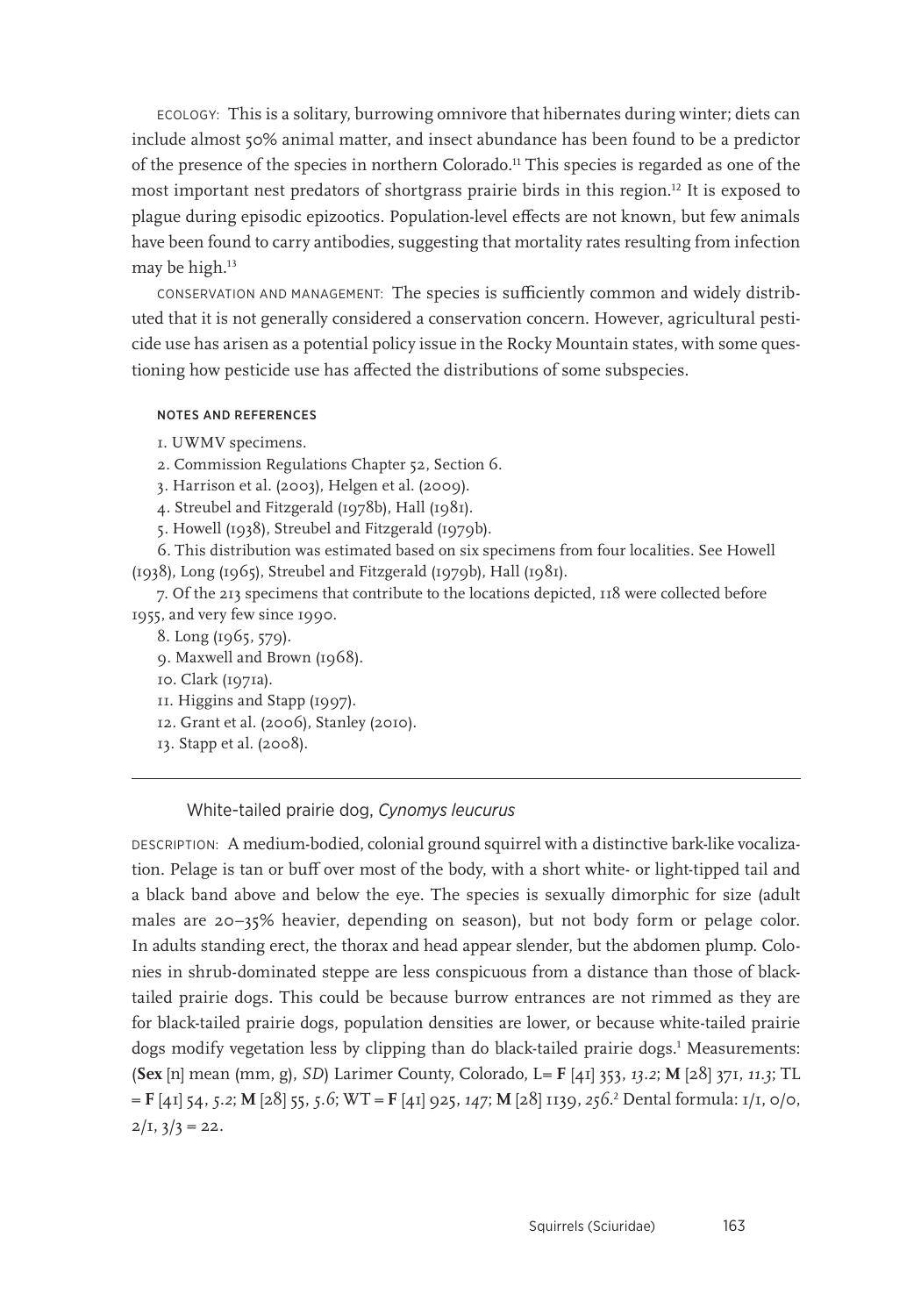ECOLOGY: This is a solitary, burrowing omnivore that hibernates during winter; diets can include almost 50% animal matter, and insect abundance has been found to be a predictor of the presence of the species in northern Colorado.[11] This species is regarded as one of the most important nest predators of shortgrass prairie birds in this region.[12] It is exposed to plague during episodic epizootics. Population-level effects are not known, but few animals have been found to carry antibodies, suggesting that mortality rates resulting from infection may be high.[13]

CONSERVATION AND MANAGEMENT: The species is sufficiently common and widely distributed that it is not generally considered a conservation concern. However, agricultural pesticide use has arisen as a potential policy issue in the Rocky Mountain states, with some questioning how pesticide use has affected the distributions of some subspecies.

#### NOTES AND REFERENCES

1. UWMV specimens.
2. Commission Regulations Chapter 52, Section 6.
3. Harrison et al. (2003), Helgen et al. (2009).
4. Streubel and Fitzgerald (1978b), Hall (1981).
5. Howell (1938), Streubel and Fitzgerald (1979b).
6. This distribution was estimated based on six specimens from four localities. See Howell (1938), Long (1965), Streubel and Fitzgerald (1979b), Hall (1981).
7. Of the 213 specimens that contribute to the locations depicted, 118 were collected before 1955, and very few since 1990.
8. Long (1965, 579).
9. Maxwell and Brown (1968).
10. Clark (1971a).
11. Higgins and Stapp (1997).
12. Grant et al. (2006), Stanley (2010).
13. Stapp et al. (2008).

---

### White-tailed prairie dog, *Cynomys leucurus*

DESCRIPTION: A medium-bodied, colonial ground squirrel with a distinctive bark-like vocalization. Pelage is tan or buff over most of the body, with a short white- or light-tipped tail and a black band above and below the eye. The species is sexually dimorphic for size (adult males are 20–35% heavier, depending on season), but not body form or pelage color. In adults standing erect, the thorax and head appear slender, but the abdomen plump. Colonies in shrub-dominated steppe are less conspicuous from a distance than those of black-tailed prairie dogs. This could be because burrow entrances are not rimmed as they are for black-tailed prairie dogs, population densities are lower, or because white-tailed prairie dogs modify vegetation less by clipping than do black-tailed prairie dogs.[1] Measurements: (**Sex** [n] mean (mm, g), *SD*) Larimer County, Colorado, L= **F** [41] 353, *13.2*; **M** [28] 371, *11.3*; TL = **F** [41] 54, *5.2*; **M** [28] 55, *5.6*; WT = **F** [41] 925, *147*; **M** [28] 1139, *256*.[2] Dental formula: 1/1, 0/0, 2/1, 3/3 = 22.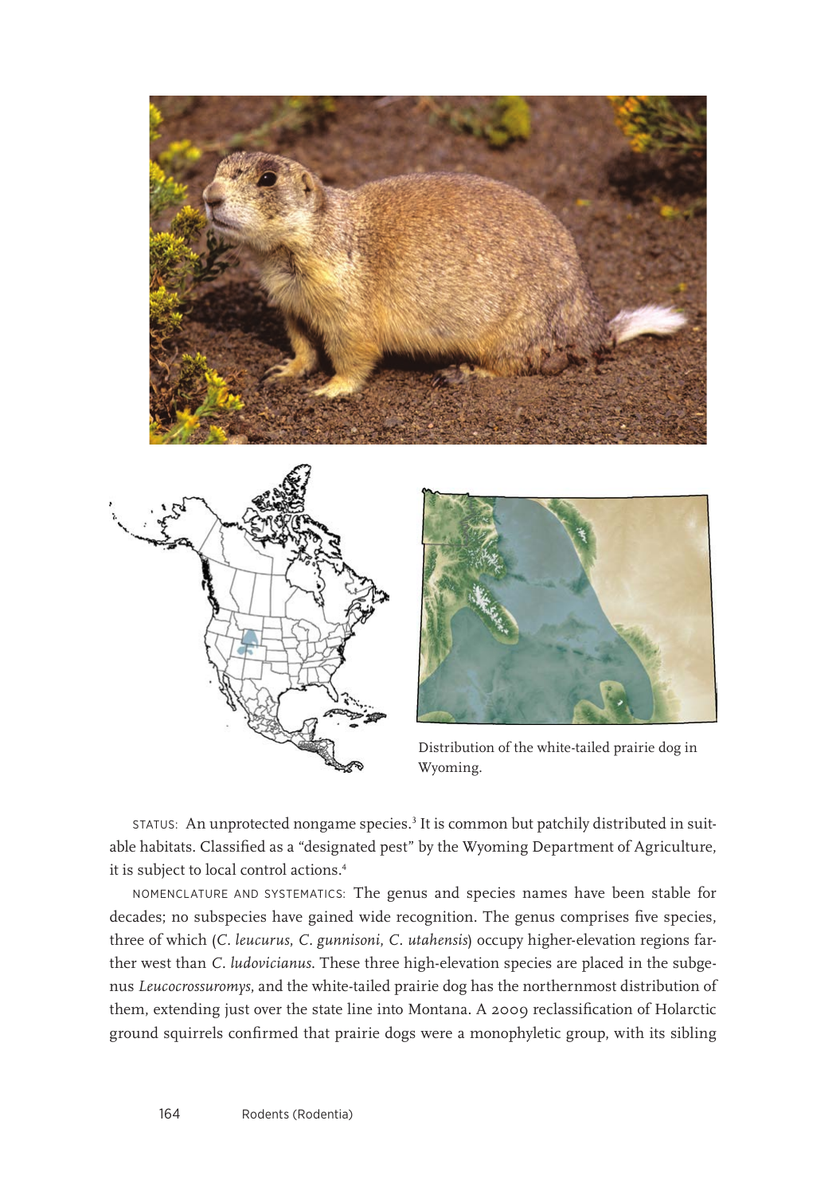Distribution of the white-tailed prairie dog in Wyoming.

STATUS: An unprotected nongame species.[3] It is common but patchily distributed in suitable habitats. Classified as a "designated pest" by the Wyoming Department of Agriculture, it is subject to local control actions.[4]

NOMENCLATURE AND SYSTEMATICS: The genus and species names have been stable for decades; no subspecies have gained wide recognition. The genus comprises five species, three of which (*C. leucurus*, *C. gunnisoni*, *C. utahensis*) occupy higher-elevation regions farther west than *C. ludovicianus*. These three high-elevation species are placed in the subgenus *Leucocrossuromys*, and the white-tailed prairie dog has the northernmost distribution of them, extending just over the state line into Montana. A 2009 reclassification of Holarctic ground squirrels confirmed that prairie dogs were a monophyletic group, with its sibling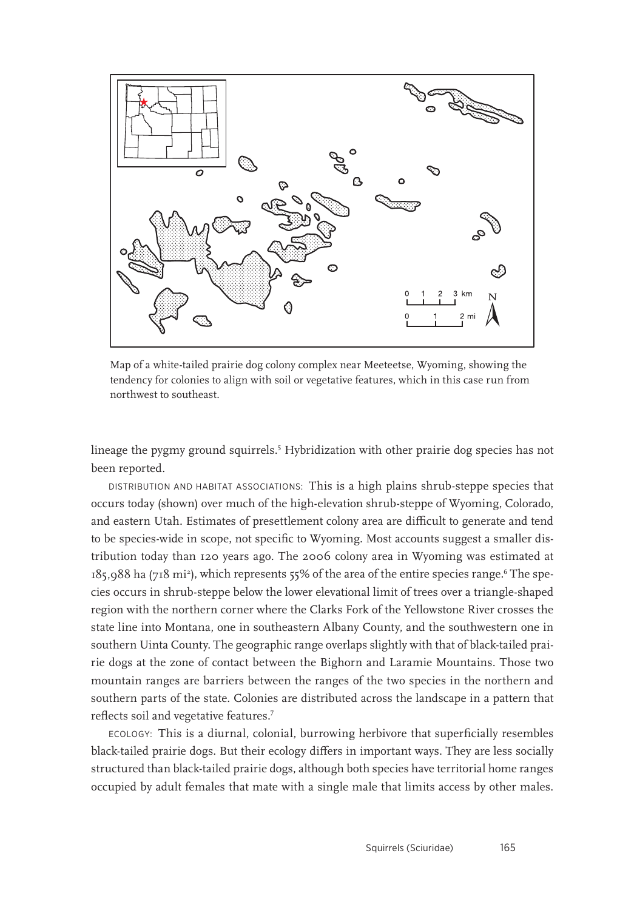Map of a white-tailed prairie dog colony complex near Meeteetse, Wyoming, showing the tendency for colonies to align with soil or vegetative features, which in this case run from northwest to southeast.

lineage the pygmy ground squirrels.[5] Hybridization with other prairie dog species has not been reported.

DISTRIBUTION AND HABITAT ASSOCIATIONS: This is a high plains shrub-steppe species that occurs today (shown) over much of the high-elevation shrub-steppe of Wyoming, Colorado, and eastern Utah. Estimates of presettlement colony area are difficult to generate and tend to be species-wide in scope, not specific to Wyoming. Most accounts suggest a smaller distribution today than 120 years ago. The 2006 colony area in Wyoming was estimated at 185,988 ha (718 mi$^2$), which represents 55% of the area of the entire species range.[6] The species occurs in shrub-steppe below the lower elevational limit of trees over a triangle-shaped region with the northern corner where the Clarks Fork of the Yellowstone River crosses the state line into Montana, one in southeastern Albany County, and the southwestern one in southern Uinta County. The geographic range overlaps slightly with that of black-tailed prairie dogs at the zone of contact between the Bighorn and Laramie Mountains. Those two mountain ranges are barriers between the ranges of the two species in the northern and southern parts of the state. Colonies are distributed across the landscape in a pattern that reflects soil and vegetative features.[7]

ECOLOGY: This is a diurnal, colonial, burrowing herbivore that superficially resembles black-tailed prairie dogs. But their ecology differs in important ways. They are less socially structured than black-tailed prairie dogs, although both species have territorial home ranges occupied by adult females that mate with a single male that limits access by other males.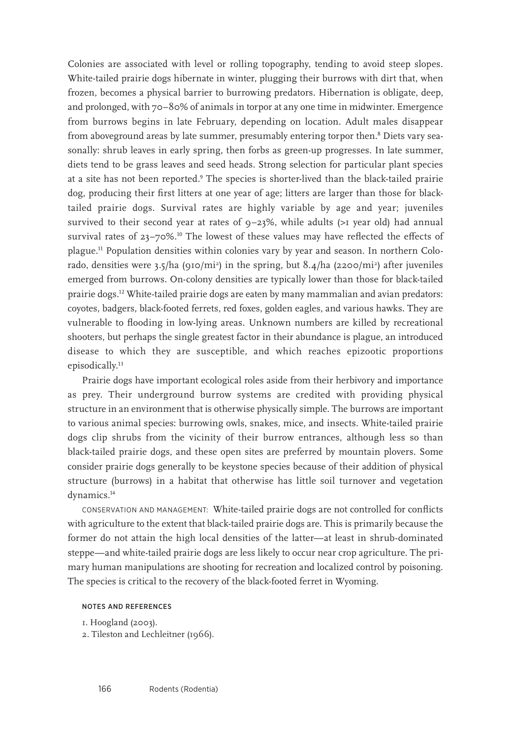Colonies are associated with level or rolling topography, tending to avoid steep slopes. White-tailed prairie dogs hibernate in winter, plugging their burrows with dirt that, when frozen, becomes a physical barrier to burrowing predators. Hibernation is obligate, deep, and prolonged, with 70–80% of animals in torpor at any one time in midwinter. Emergence from burrows begins in late February, depending on location. Adult males disappear from aboveground areas by late summer, presumably entering torpor then.[8] Diets vary seasonally: shrub leaves in early spring, then forbs as green-up progresses. In late summer, diets tend to be grass leaves and seed heads. Strong selection for particular plant species at a site has not been reported.[9] The species is shorter-lived than the black-tailed prairie dog, producing their first litters at one year of age; litters are larger than those for black-tailed prairie dogs. Survival rates are highly variable by age and year; juveniles survived to their second year at rates of 9–23%, while adults (>1 year old) had annual survival rates of 23–70%.[10] The lowest of these values may have reflected the effects of plague.[11] Population densities within colonies vary by year and season. In northern Colorado, densities were 3.5/ha (910/mi$^2$) in the spring, but 8.4/ha (2200/mi$^2$) after juveniles emerged from burrows. On-colony densities are typically lower than those for black-tailed prairie dogs.[12] White-tailed prairie dogs are eaten by many mammalian and avian predators: coyotes, badgers, black-footed ferrets, red foxes, golden eagles, and various hawks. They are vulnerable to flooding in low-lying areas. Unknown numbers are killed by recreational shooters, but perhaps the single greatest factor in their abundance is plague, an introduced disease to which they are susceptible, and which reaches epizootic proportions episodically.[13]

Prairie dogs have important ecological roles aside from their herbivory and importance as prey. Their underground burrow systems are credited with providing physical structure in an environment that is otherwise physically simple. The burrows are important to various animal species: burrowing owls, snakes, mice, and insects. White-tailed prairie dogs clip shrubs from the vicinity of their burrow entrances, although less so than black-tailed prairie dogs, and these open sites are preferred by mountain plovers. Some consider prairie dogs generally to be keystone species because of their addition of physical structure (burrows) in a habitat that otherwise has little soil turnover and vegetation dynamics.[14]

CONSERVATION AND MANAGEMENT: White-tailed prairie dogs are not controlled for conflicts with agriculture to the extent that black-tailed prairie dogs are. This is primarily because the former do not attain the high local densities of the latter—at least in shrub-dominated steppe—and white-tailed prairie dogs are less likely to occur near crop agriculture. The primary human manipulations are shooting for recreation and localized control by poisoning. The species is critical to the recovery of the black-footed ferret in Wyoming.

#### NOTES AND REFERENCES

1. Hoogland (2003).
2. Tileston and Lechleitner (1966).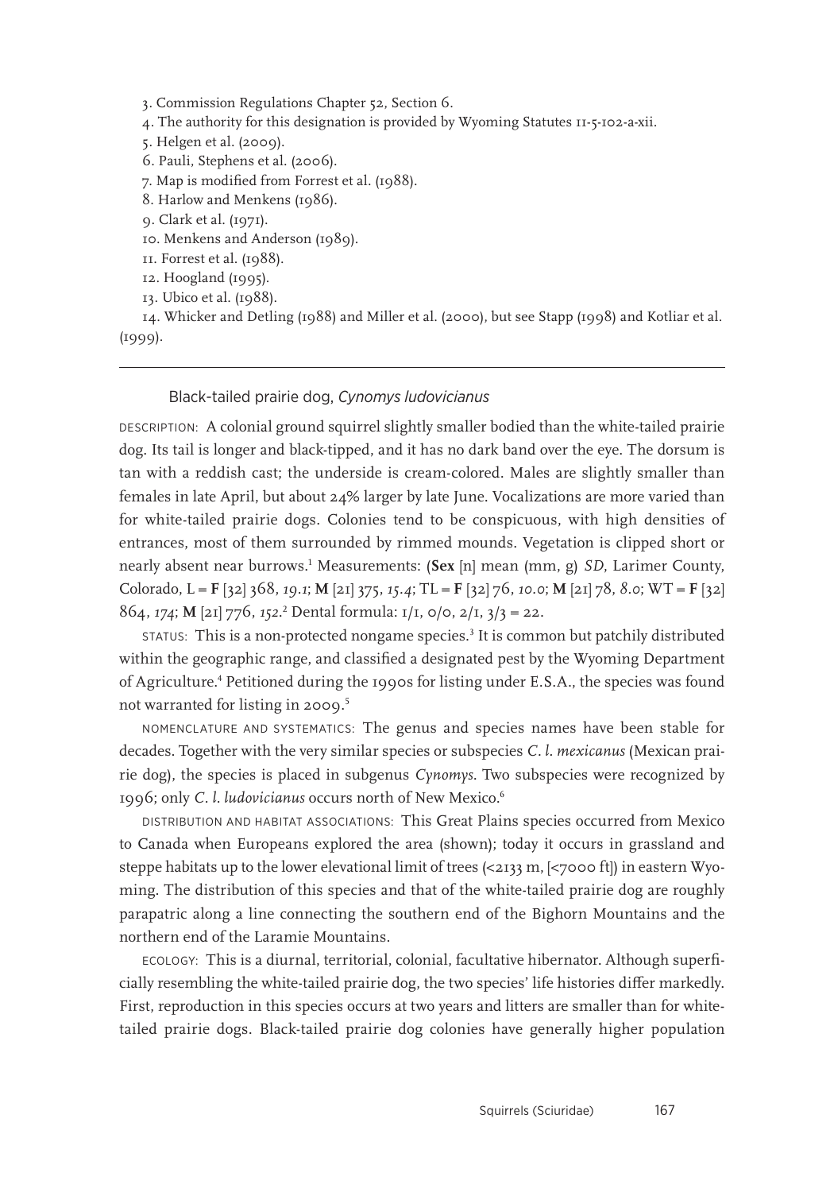3. Commission Regulations Chapter 52, Section 6.

4. The authority for this designation is provided by Wyoming Statutes 11-5-102-a-xii.

5. Helgen et al. (2009).

6. Pauli, Stephens et al. (2006).

7. Map is modified from Forrest et al. (1988).

8. Harlow and Menkens (1986).

9. Clark et al. (1971).

10. Menkens and Anderson (1989).

11. Forrest et al. (1988).

12. Hoogland (1995).

13. Ubico et al. (1988).

14. Whicker and Detling (1988) and Miller et al. (2000), but see Stapp (1998) and Kotliar et al. (1999).

---

## Black-tailed prairie dog, *Cynomys ludovicianus*

DESCRIPTION: A colonial ground squirrel slightly smaller bodied than the white-tailed prairie dog. Its tail is longer and black-tipped, and it has no dark band over the eye. The dorsum is tan with a reddish cast; the underside is cream-colored. Males are slightly smaller than females in late April, but about 24% larger by late June. Vocalizations are more varied than for white-tailed prairie dogs. Colonies tend to be conspicuous, with high densities of entrances, most of them surrounded by rimmed mounds. Vegetation is clipped short or nearly absent near burrows.[1] Measurements: (**Sex** [n] mean (mm, g) *SD*, Larimer County, Colorado, L = **F** [32] 368, *19.1*; **M** [21] 375, *15.4*; TL = **F** [32] 76, *10.0*; **M** [21] 78, *8.0*; WT = **F** [32] 864, *174*; **M** [21] 776, *152*.[2] Dental formula: 1/1, 0/0, 2/1, 3/3 = 22.

STATUS: This is a non-protected nongame species.[3] It is common but patchily distributed within the geographic range, and classified a designated pest by the Wyoming Department of Agriculture.[4] Petitioned during the 1990s for listing under E.S.A., the species was found not warranted for listing in 2009.[5]

NOMENCLATURE AND SYSTEMATICS: The genus and species names have been stable for decades. Together with the very similar species or subspecies *C. l. mexicanus* (Mexican prairie dog), the species is placed in subgenus *Cynomys*. Two subspecies were recognized by 1996; only *C. l. ludovicianus* occurs north of New Mexico.[6]

DISTRIBUTION AND HABITAT ASSOCIATIONS: This Great Plains species occurred from Mexico to Canada when Europeans explored the area (shown); today it occurs in grassland and steppe habitats up to the lower elevational limit of trees (<2133 m, [<7000 ft]) in eastern Wyoming. The distribution of this species and that of the white-tailed prairie dog are roughly parapatric along a line connecting the southern end of the Bighorn Mountains and the northern end of the Laramie Mountains.

ECOLOGY: This is a diurnal, territorial, colonial, facultative hibernator. Although superficially resembling the white-tailed prairie dog, the two species' life histories differ markedly. First, reproduction in this species occurs at two years and litters are smaller than for white-tailed prairie dogs. Black-tailed prairie dog colonies have generally higher population